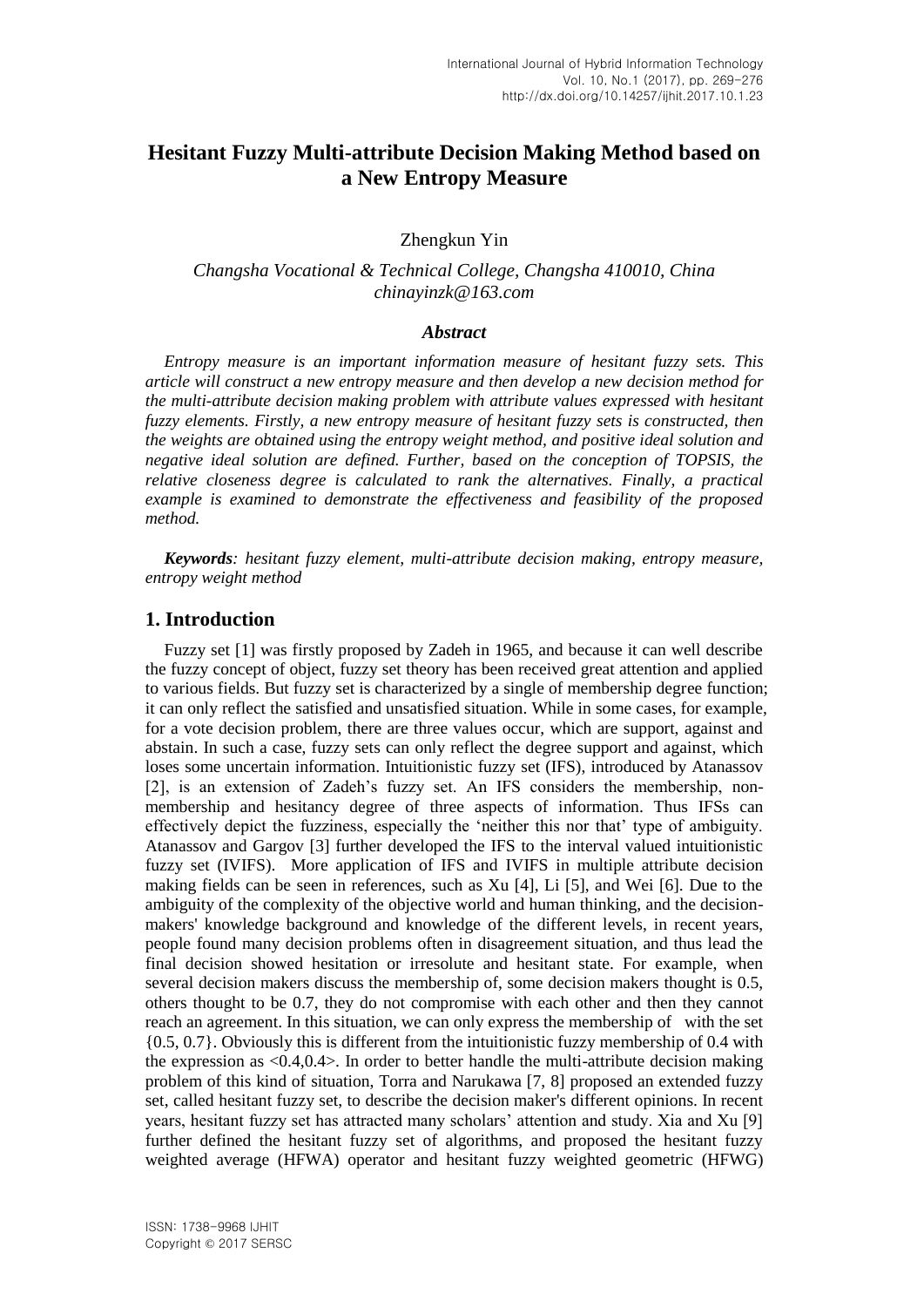# Hesitant Fuzzy Multi-attribute Decision Making Method based on a New Entropy Measure

Zhengkun Yin

*Changsha Vocational & Technical College, Changsha 410010, China*
*chinayinzk@163.com*

### *Abstract*

*Entropy measure is an important information measure of hesitant fuzzy sets. This article will construct a new entropy measure and then develop a new decision method for the multi-attribute decision making problem with attribute values expressed with hesitant fuzzy elements. Firstly, a new entropy measure of hesitant fuzzy sets is constructed, then the weights are obtained using the entropy weight method, and positive ideal solution and negative ideal solution are defined. Further, based on the conception of TOPSIS, the relative closeness degree is calculated to rank the alternatives. Finally, a practical example is examined to demonstrate the effectiveness and feasibility of the proposed method.*

***Keywords****: hesitant fuzzy element, multi-attribute decision making, entropy measure, entropy weight method*

## 1. Introduction

Fuzzy set [1] was firstly proposed by Zadeh in 1965, and because it can well describe the fuzzy concept of object, fuzzy set theory has been received great attention and applied to various fields. But fuzzy set is characterized by a single of membership degree function; it can only reflect the satisfied and unsatisfied situation. While in some cases, for example, for a vote decision problem, there are three values occur, which are support, against and abstain. In such a case, fuzzy sets can only reflect the degree support and against, which loses some uncertain information. Intuitionistic fuzzy set (IFS), introduced by Atanassov [2], is an extension of Zadeh's fuzzy set. An IFS considers the membership, non-membership and hesitancy degree of three aspects of information. Thus IFSs can effectively depict the fuzziness, especially the 'neither this nor that' type of ambiguity. Atanassov and Gargov [3] further developed the IFS to the interval valued intuitionistic fuzzy set (IVIFS). More application of IFS and IVIFS in multiple attribute decision making fields can be seen in references, such as Xu [4], Li [5], and Wei [6]. Due to the ambiguity of the complexity of the objective world and human thinking, and the decision-makers' knowledge background and knowledge of the different levels, in recent years, people found many decision problems often in disagreement situation, and thus lead the final decision showed hesitation or irresolute and hesitant state. For example, when several decision makers discuss the membership of, some decision makers thought is 0.5, others thought to be 0.7, they do not compromise with each other and then they cannot reach an agreement. In this situation, we can only express the membership of with the set {0.5, 0.7}. Obviously this is different from the intuitionistic fuzzy membership of 0.4 with the expression as <0.4,0.4>. In order to better handle the multi-attribute decision making problem of this kind of situation, Torra and Narukawa [7, 8] proposed an extended fuzzy set, called hesitant fuzzy set, to describe the decision maker's different opinions. In recent years, hesitant fuzzy set has attracted many scholars' attention and study. Xia and Xu [9] further defined the hesitant fuzzy set of algorithms, and proposed the hesitant fuzzy weighted average (HFWA) operator and hesitant fuzzy weighted geometric (HFWG)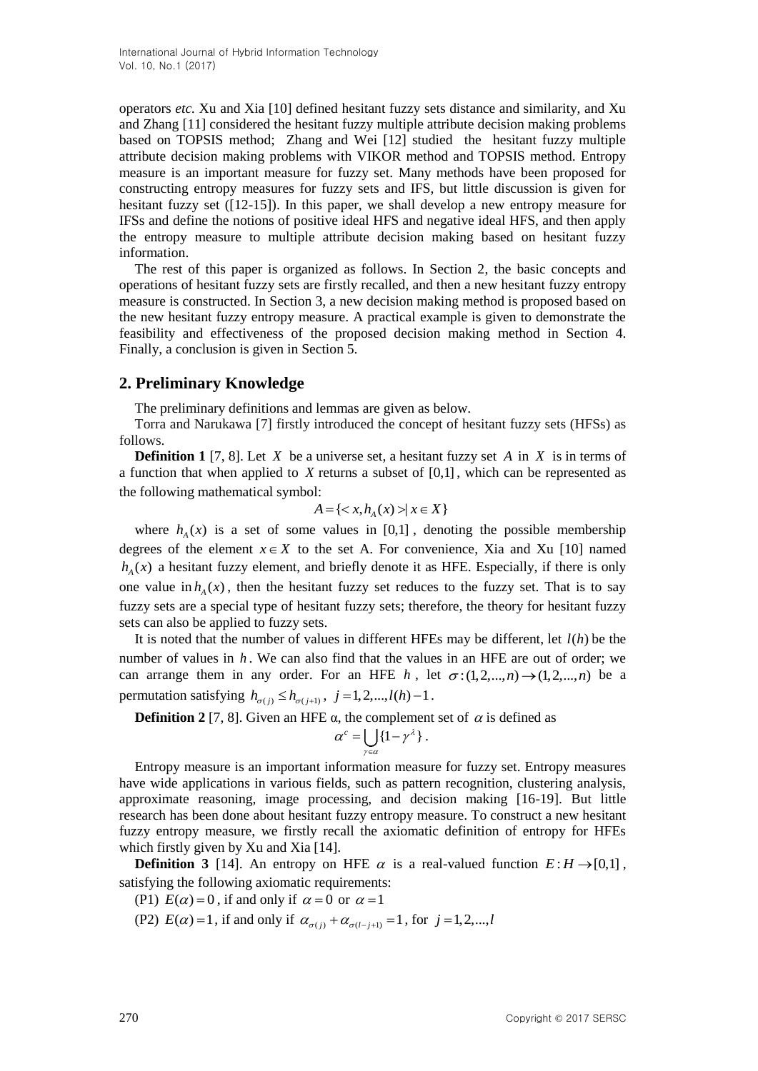operators *etc.* Xu and Xia [10] defined hesitant fuzzy sets distance and similarity, and Xu and Zhang [11] considered the hesitant fuzzy multiple attribute decision making problems based on TOPSIS method; Zhang and Wei [12] studied the hesitant fuzzy multiple attribute decision making problems with VIKOR method and TOPSIS method. Entropy measure is an important measure for fuzzy set. Many methods have been proposed for constructing entropy measures for fuzzy sets and IFS, but little discussion is given for hesitant fuzzy set ([12-15]). In this paper, we shall develop a new entropy measure for IFSs and define the notions of positive ideal HFS and negative ideal HFS, and then apply the entropy measure to multiple attribute decision making based on hesitant fuzzy information.

The rest of this paper is organized as follows. In Section 2, the basic concepts and operations of hesitant fuzzy sets are firstly recalled, and then a new hesitant fuzzy entropy measure is constructed. In Section 3, a new decision making method is proposed based on the new hesitant fuzzy entropy measure. A practical example is given to demonstrate the feasibility and effectiveness of the proposed decision making method in Section 4. Finally, a conclusion is given in Section 5.

## 2. Preliminary Knowledge

The preliminary definitions and lemmas are given as below.

Torra and Narukawa [7] firstly introduced the concept of hesitant fuzzy sets (HFSs) as follows.

**Definition 1** [7, 8]. Let $X$ be a universe set, a hesitant fuzzy set $A$ in $X$ is in terms of a function that when applied to $X$ returns a subset of $[0,1]$, which can be represented as the following mathematical symbol:

$$A = \{< x, h_A(x) > | \, x \in X\}$$

where $h_A(x)$ is a set of some values in $[0,1]$, denoting the possible membership degrees of the element $x \in X$ to the set A. For convenience, Xia and Xu [10] named $h_A(x)$ a hesitant fuzzy element, and briefly denote it as HFE. Especially, if there is only one value in $h_A(x)$, then the hesitant fuzzy set reduces to the fuzzy set. That is to say fuzzy sets are a special type of hesitant fuzzy sets; therefore, the theory for hesitant fuzzy sets can also be applied to fuzzy sets.

It is noted that the number of values in different HFEs may be different, let $l(h)$ be the number of values in $h$. We can also find that the values in an HFE are out of order; we can arrange them in any order. For an HFE $h$, let $\sigma : (1,2,...,n) \to (1,2,...,n)$ be a permutation satisfying $h_{\sigma(j)} \le h_{\sigma(j+1)}$, $j = 1,2,...,l(h)-1$.

**Definition 2** [7, 8]. Given an HFE α, the complement set of $\alpha$ is defined as

$$\alpha^c = \bigcup_{\gamma \in \alpha} \{1 - \gamma^{\lambda}\}.$$

Entropy measure is an important information measure for fuzzy set. Entropy measures have wide applications in various fields, such as pattern recognition, clustering analysis, approximate reasoning, image processing, and decision making [16-19]. But little research has been done about hesitant fuzzy entropy measure. To construct a new hesitant fuzzy entropy measure, we firstly recall the axiomatic definition of entropy for HFEs which firstly given by Xu and Xia [14].

**Definition 3** [14]. An entropy on HFE $\alpha$ is a real-valued function $E : H \to [0,1]$, satisfying the following axiomatic requirements:

(P1) $E(\alpha) = 0$, if and only if $\alpha = 0$ or $\alpha = 1$

(P2) $E(\alpha) = 1$, if and only if $\alpha_{\sigma(j)} + \alpha_{\sigma(l-j+1)} = 1$, for $j = 1,2,...,l$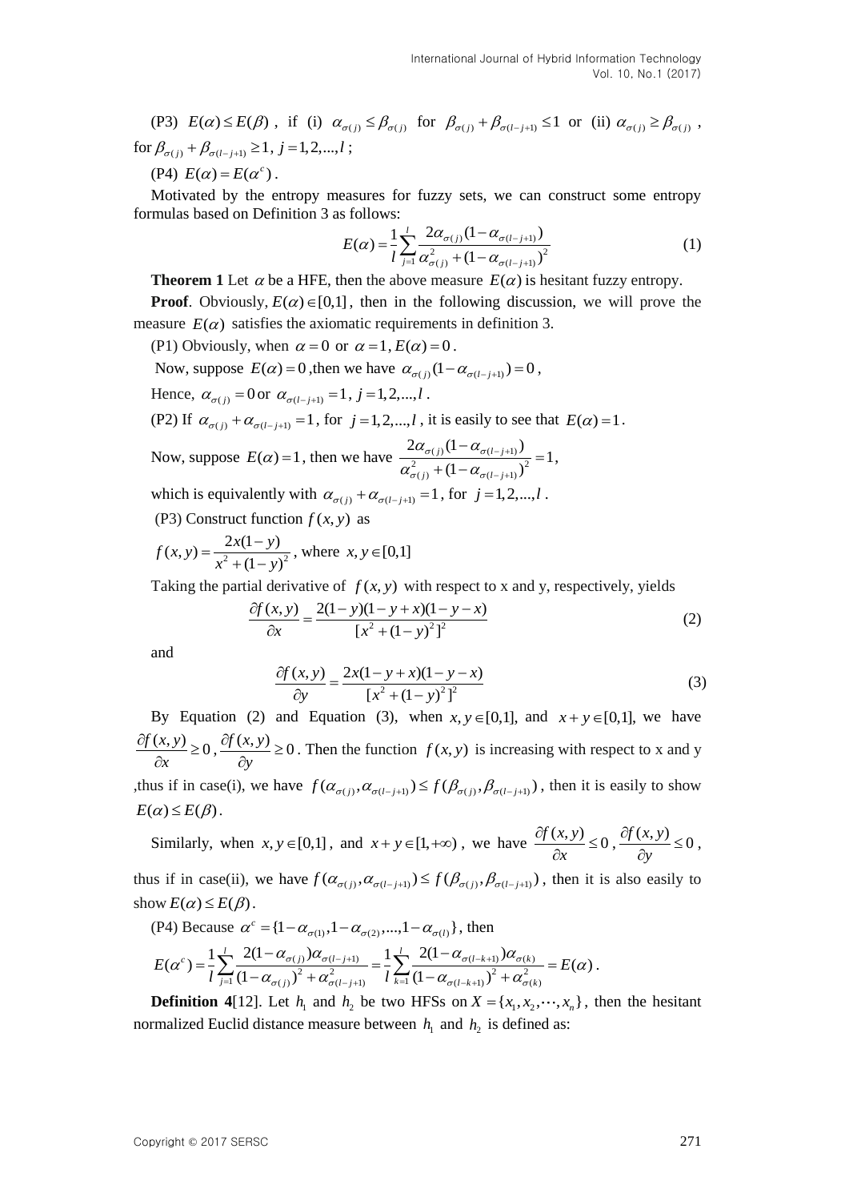(P3) $E(\alpha) \le E(\beta)$, if (i) $\alpha_{\sigma(j)} \le \beta_{\sigma(j)}$ for $\beta_{\sigma(j)} + \beta_{\sigma(l-j+1)} \le 1$ or (ii) $\alpha_{\sigma(j)} \ge \beta_{\sigma(j)}$, for $\beta_{\sigma(j)} + \beta_{\sigma(l-j+1)} \ge 1$, $j = 1, 2, ..., l$;

(P4) $E(\alpha) = E(\alpha^c)$.

Motivated by the entropy measures for fuzzy sets, we can construct some entropy formulas based on Definition 3 as follows:

$$E(\alpha) = \frac{1}{l}\sum_{j=1}^{l} \frac{2\alpha_{\sigma(j)}(1-\alpha_{\sigma(l-j+1)})}{\alpha_{\sigma(j)}^2 + (1-\alpha_{\sigma(l-j+1)})^2} \tag{1}$$

**Theorem 1** Let $\alpha$ be a HFE, then the above measure $E(\alpha)$ is hesitant fuzzy entropy.

**Proof**. Obviously, $E(\alpha) \in [0,1]$, then in the following discussion, we will prove the measure $E(\alpha)$ satisfies the axiomatic requirements in definition 3.

(P1) Obviously, when $\alpha = 0$ or $\alpha = 1$, $E(\alpha) = 0$.

Now, suppose $E(\alpha) = 0$, then we have $\alpha_{\sigma(j)}(1-\alpha_{\sigma(l-j+1)}) = 0$,

Hence, $\alpha_{\sigma(j)} = 0$ or $\alpha_{\sigma(l-j+1)} = 1$, $j = 1, 2, ..., l$.

(P2) If $\alpha_{\sigma(j)} + \alpha_{\sigma(l-j+1)} = 1$, for $j = 1, 2, ..., l$, it is easily to see that $E(\alpha) = 1$.

Now, suppose $E(\alpha) = 1$, then we have $\dfrac{2\alpha_{\sigma(j)}(1-\alpha_{\sigma(l-j+1)})}{\alpha_{\sigma(j)}^2 + (1-\alpha_{\sigma(l-j+1)})^2} = 1$,

which is equivalently with $\alpha_{\sigma(j)} + \alpha_{\sigma(l-j+1)} = 1$, for $j = 1, 2, ..., l$.

(P3) Construct function $f(x, y)$ as

$f(x, y) = \dfrac{2x(1-y)}{x^2 + (1-y)^2}$, where $x, y \in [0,1]$

Taking the partial derivative of $f(x, y)$ with respect to x and y, respectively, yields

$$\frac{\partial f(x,y)}{\partial x} = \frac{2(1-y)(1-y+x)(1-y-x)}{[x^2 + (1-y)^2]^2} \tag{2}$$

and

$$\frac{\partial f(x,y)}{\partial y} = \frac{2x(1-y+x)(1-y-x)}{[x^2 + (1-y)^2]^2} \tag{3}$$

By Equation (2) and Equation (3), when $x, y \in [0,1]$, and $x + y \in [0,1]$, we have $\dfrac{\partial f(x,y)}{\partial x} \ge 0$, $\dfrac{\partial f(x,y)}{\partial y} \ge 0$. Then the function $f(x, y)$ is increasing with respect to x and y ,thus if in case(i), we have $f(\alpha_{\sigma(j)}, \alpha_{\sigma(l-j+1)}) \le f(\beta_{\sigma(j)}, \beta_{\sigma(l-j+1)})$, then it is easily to show $E(\alpha) \le E(\beta)$.

Similarly, when $x, y \in [0,1]$, and $x + y \in [1, +\infty)$, we have $\dfrac{\partial f(x,y)}{\partial x} \le 0$, $\dfrac{\partial f(x,y)}{\partial y} \le 0$, thus if in case(ii), we have $f(\alpha_{\sigma(j)}, \alpha_{\sigma(l-j+1)}) \le f(\beta_{\sigma(j)}, \beta_{\sigma(l-j+1)})$, then it is also easily to show $E(\alpha) \le E(\beta)$.

(P4) Because $\alpha^c = \{1-\alpha_{\sigma(1)}, 1-\alpha_{\sigma(2)}, ..., 1-\alpha_{\sigma(l)}\}$, then

$$E(\alpha^c) = \frac{1}{l}\sum_{j=1}^{l} \frac{2(1-\alpha_{\sigma(j)})\alpha_{\sigma(l-j+1)}}{(1-\alpha_{\sigma(j)})^2 + \alpha_{\sigma(l-j+1)}^2} = \frac{1}{l}\sum_{k=1}^{l} \frac{2(1-\alpha_{\sigma(l-k+1)})\alpha_{\sigma(k)}}{(1-\alpha_{\sigma(l-k+1)})^2 + \alpha_{\sigma(k)}^2} = E(\alpha).$$

**Definition 4**[12]. Let $h_1$ and $h_2$ be two HFSs on $X = \{x_1, x_2, \cdots, x_n\}$, then the hesitant normalized Euclid distance measure between $h_1$ and $h_2$ is defined as: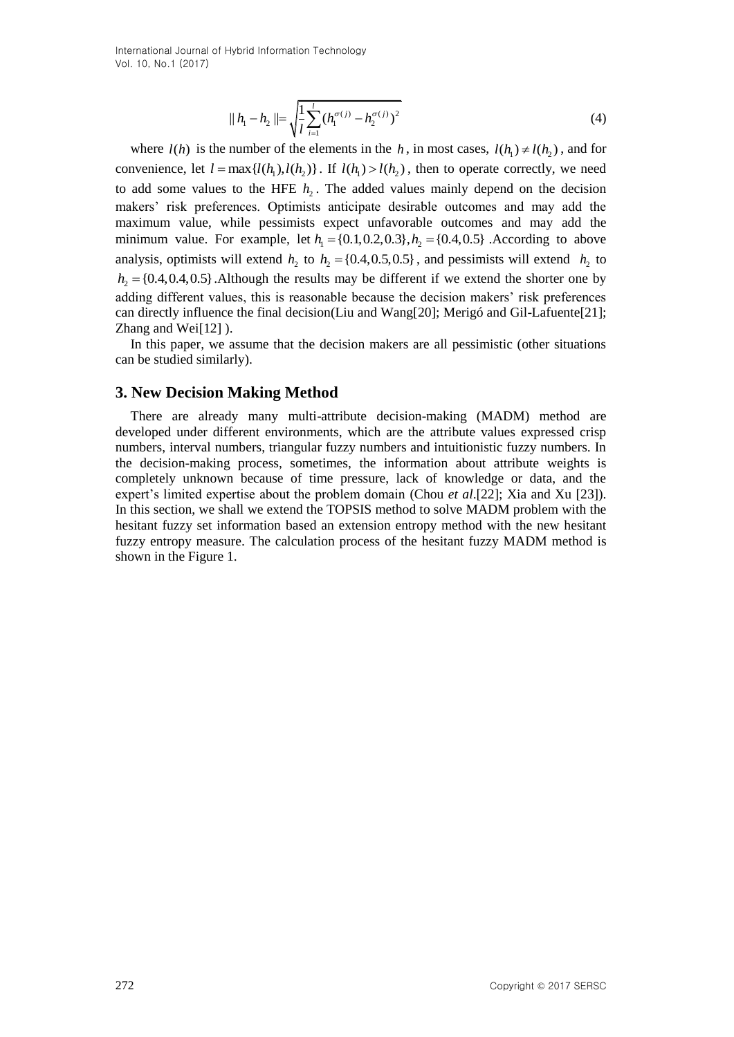$$\| h_1 - h_2 \| = \sqrt{\frac{1}{l}\sum_{i=1}^{l}(h_1^{\sigma(j)} - h_2^{\sigma(j)})^2} \tag{4}$$

where $l(h)$ is the number of the elements in the $h$, in most cases, $l(h_1) \neq l(h_2)$, and for convenience, let $l = \max\{l(h_1), l(h_2)\}$. If $l(h_1) > l(h_2)$, then to operate correctly, we need to add some values to the HFE $h_2$. The added values mainly depend on the decision makers' risk preferences. Optimists anticipate desirable outcomes and may add the maximum value, while pessimists expect unfavorable outcomes and may add the minimum value. For example, let $h_1 = \{0.1, 0.2, 0.3\}, h_2 = \{0.4, 0.5\}$ .According to above analysis, optimists will extend $h_2$ to $h_2 = \{0.4, 0.5, 0.5\}$, and pessimists will extend $h_2$ to $h_2 = \{0.4, 0.4, 0.5\}$.Although the results may be different if we extend the shorter one by adding different values, this is reasonable because the decision makers' risk preferences can directly influence the final decision(Liu and Wang[20]; Merigó and Gil-Lafuente[21]; Zhang and Wei[12] ).

In this paper, we assume that the decision makers are all pessimistic (other situations can be studied similarly).

## 3. New Decision Making Method

There are already many multi-attribute decision-making (MADM) method are developed under different environments, which are the attribute values expressed crisp numbers, interval numbers, triangular fuzzy numbers and intuitionistic fuzzy numbers. In the decision-making process, sometimes, the information about attribute weights is completely unknown because of time pressure, lack of knowledge or data, and the expert's limited expertise about the problem domain (Chou *et al*.[22]; Xia and Xu [23]). In this section, we shall we extend the TOPSIS method to solve MADM problem with the hesitant fuzzy set information based an extension entropy method with the new hesitant fuzzy entropy measure. The calculation process of the hesitant fuzzy MADM method is shown in the Figure 1.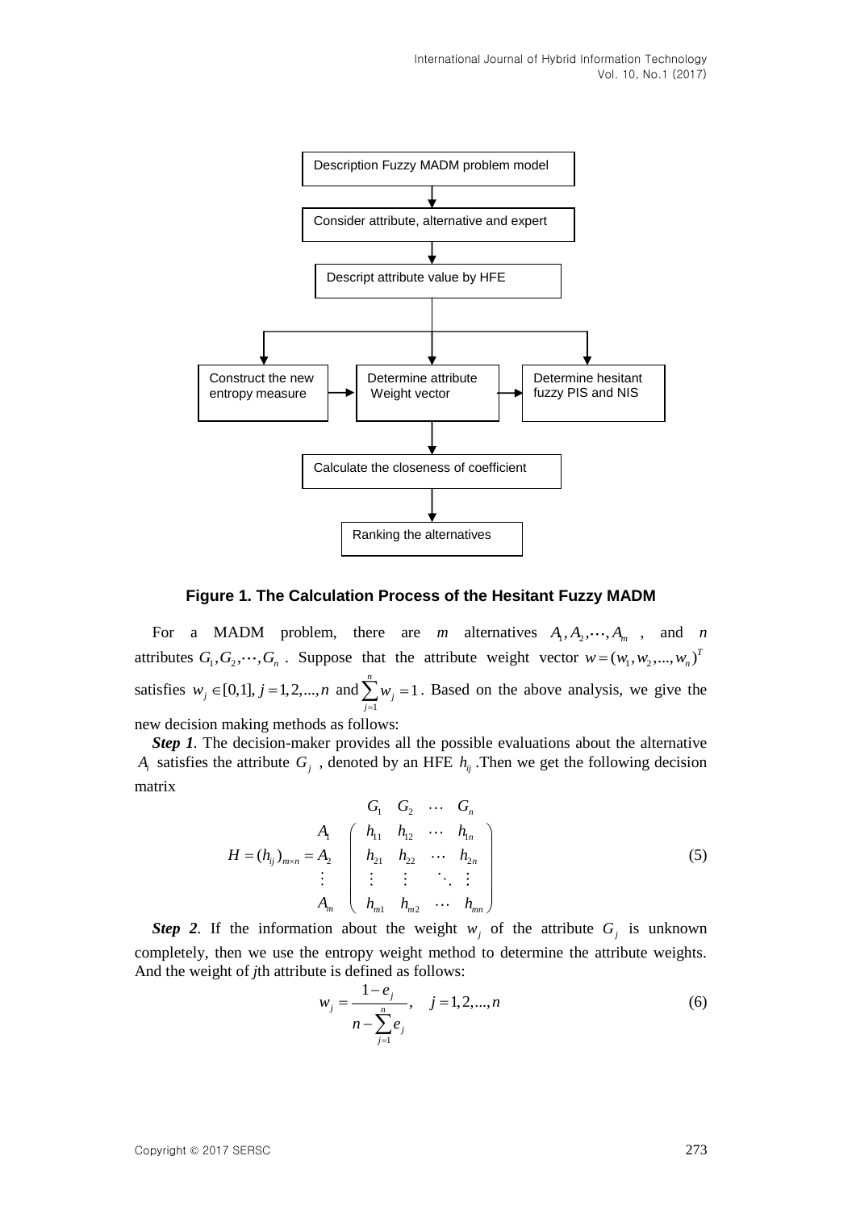Figure 1. The Calculation Process of the Hesitant Fuzzy MADM

For a MADM problem, there are $m$ alternatives $A_1, A_2, \cdots, A_m$, and $n$ attributes $G_1, G_2, \cdots, G_n$. Suppose that the attribute weight vector $w = (w_1, w_2, ..., w_n)^T$ satisfies $w_j \in [0,1], j = 1,2,...,n$ and $\sum_{j=1}^{n} w_j = 1$. Based on the above analysis, we give the new decision making methods as follows:

***Step 1***. The decision-maker provides all the possible evaluations about the alternative $A_i$ satisfies the attribute $G_j$, denoted by an HFE $h_{ij}$. Then we get the following decision matrix

$$H = (h_{ij})_{m \times n} = \begin{array}{c} \\ A_1 \\ A_2 \\ \vdots \\ A_m \end{array} \begin{array}{c} \begin{array}{cccc} G_1 & G_2 & \cdots & G_n \end{array} \\ \left( \begin{array}{cccc} h_{11} & h_{12} & \cdots & h_{1n} \\ h_{21} & h_{22} & \cdots & h_{2n} \\ \vdots & \vdots & \ddots & \vdots \\ h_{m1} & h_{m2} & \cdots & h_{mn} \end{array} \right) \end{array} \tag{5}$$

***Step 2***. If the information about the weight $w_j$ of the attribute $G_j$ is unknown completely, then we use the entropy weight method to determine the attribute weights. And the weight of *j*th attribute is defined as follows:

$$w_j = \frac{1 - e_j}{n - \sum_{j=1}^{n} e_j}, \quad j = 1,2,...,n \tag{6}$$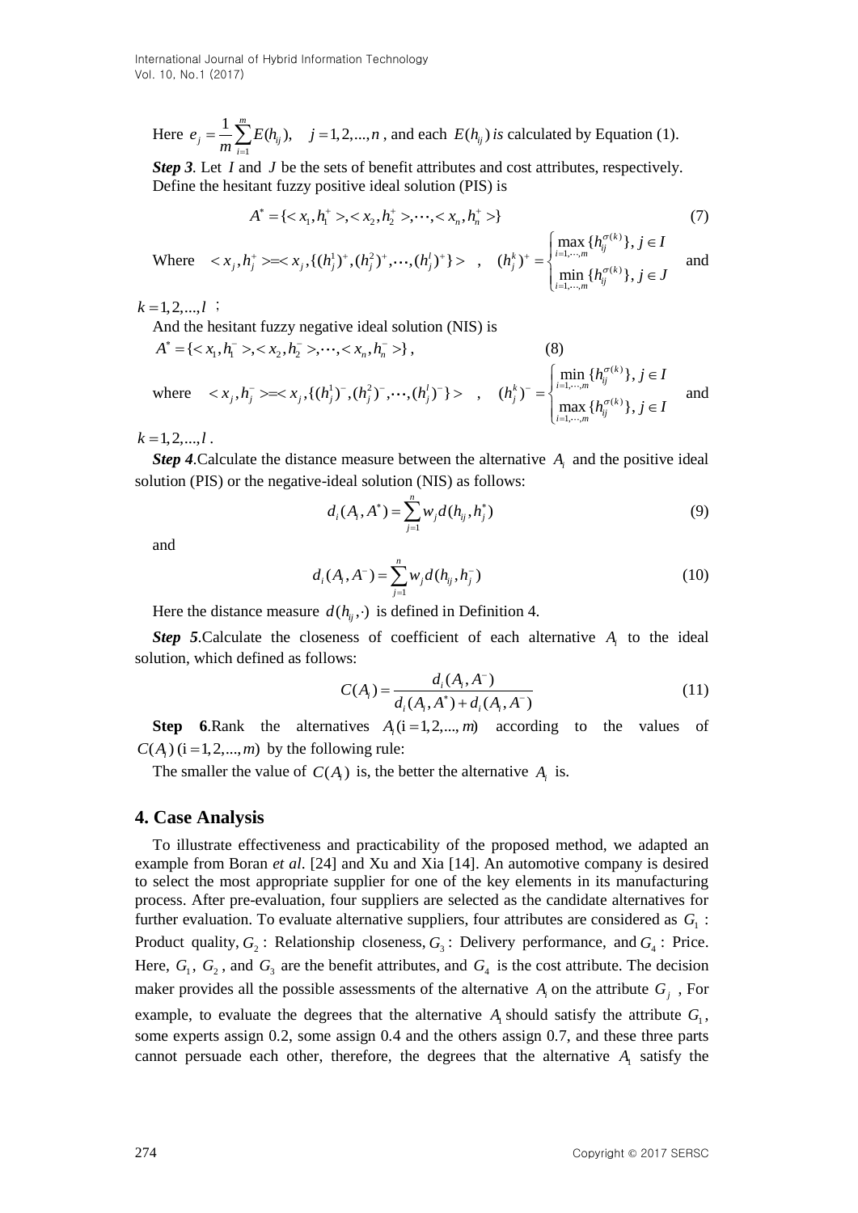Here $e_j = \frac{1}{m}\sum_{i=1}^{m} E(h_{ij}), \quad j = 1, 2, ..., n$ , and each $E(h_{ij})$ *is* calculated by Equation (1).

***Step 3***. Let $I$ and $J$ be the sets of benefit attributes and cost attributes, respectively. Define the hesitant fuzzy positive ideal solution (PIS) is

$$A^* = \{< x_1, h_1^+ >, < x_2, h_2^+ >, \cdots, < x_n, h_n^+ >\} \tag{7}$$

Where $< x_j, h_j^+ >=< x_j, \{(h_j^1)^+, (h_j^2)^+, \cdots, (h_j^l)^+\} >$ , $(h_j^k)^+ = \begin{cases} \max\limits_{i=1,\cdots,m} \{h_{ij}^{\sigma(k)}\}, j \in I \\ \min\limits_{i=1,\cdots,m} \{h_{ij}^{\sigma(k)}\}, j \in J \end{cases}$ and

$k = 1, 2, ..., l$ ;

And the hesitant fuzzy negative ideal solution (NIS) is

$$A^* = \{< x_1, h_1^- >, < x_2, h_2^- >, \cdots, < x_n, h_n^- >\}, \tag{8}$$

where $< x_j, h_j^- >=< x_j, \{(h_j^1)^-, (h_j^2)^-, \cdots, (h_j^l)^-\} >$ , $(h_j^k)^- = \begin{cases} \min\limits_{i=1,\cdots,m} \{h_{ij}^{\sigma(k)}\}, j \in I \\ \max\limits_{i=1,\cdots,m} \{h_{ij}^{\sigma(k)}\}, j \in I \end{cases}$ and

$k = 1, 2, ..., l$ .

***Step 4***.Calculate the distance measure between the alternative $A_i$ and the positive ideal solution (PIS) or the negative-ideal solution (NIS) as follows:

$$d_i(A_i, A^*) = \sum_{j=1}^{n} w_j d(h_{ij}, h_j^*) \tag{9}$$

and

$$d_i(A_i, A^-) = \sum_{j=1}^{n} w_j d(h_{ij}, h_j^-) \tag{10}$$

Here the distance measure $d(h_{ij}, \cdot)$ is defined in Definition 4.

***Step 5***.Calculate the closeness of coefficient of each alternative $A_i$ to the ideal solution, which defined as follows:

$$C(A_i) = \frac{d_i(A_i, A^-)}{d_i(A_i, A^*) + d_i(A_i, A^-)} \tag{11}$$

**Step 6**.Rank the alternatives $A_i(\mathrm{i} = 1, 2, ..., m)$ according to the values of $C(A_i)\ (\mathrm{i} = 1, 2, ..., m)$ by the following rule:

The smaller the value of $C(A_i)$ is, the better the alternative $A_i$ is.

## 4. Case Analysis

To illustrate effectiveness and practicability of the proposed method, we adapted an example from Boran *et al*. [24] and Xu and Xia [14]. An automotive company is desired to select the most appropriate supplier for one of the key elements in its manufacturing process. After pre-evaluation, four suppliers are selected as the candidate alternatives for further evaluation. To evaluate alternative suppliers, four attributes are considered as $G_1$ : Product quality, $G_2$ : Relationship closeness, $G_3$ : Delivery performance, and $G_4$ : Price. Here, $G_1$, $G_2$, and $G_3$ are the benefit attributes, and $G_4$ is the cost attribute. The decision maker provides all the possible assessments of the alternative $A_i$ on the attribute $G_j$ , For example, to evaluate the degrees that the alternative $A_1$ should satisfy the attribute $G_1$, some experts assign 0.2, some assign 0.4 and the others assign 0.7, and these three parts cannot persuade each other, therefore, the degrees that the alternative $A_1$ satisfy the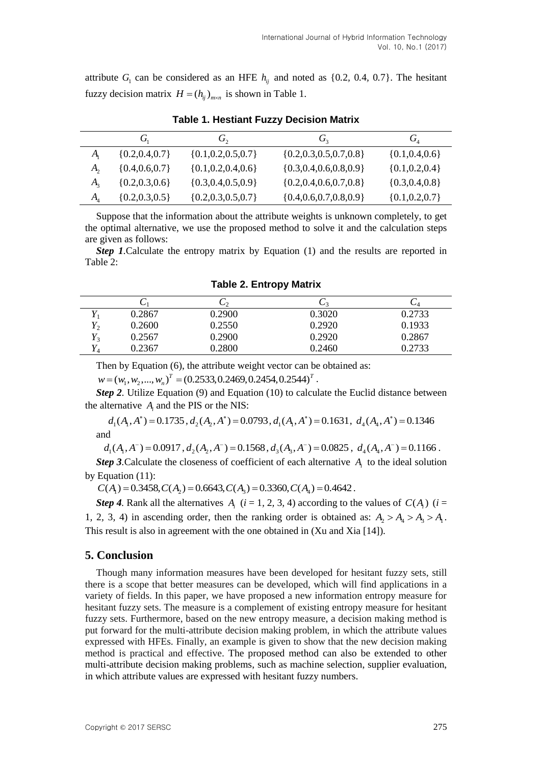attribute $G_1$ can be considered as an HFE $h_{ij}$ and noted as {0.2, 0.4, 0.7}. The hesitant fuzzy decision matrix $H = (h_{ij})_{m \times n}$ is shown in Table 1.

**Table 1. Hestiant Fuzzy Decision Matrix**

| | $G_1$ | $G_2$ | $G_3$ | $G_4$ |
|---|---|---|---|---|
| $A_1$ | {0.2,0.4,0.7} | {0.1,0.2,0.5,0.7} | {0.2,0.3,0.5,0.7,0.8} | {0.1,0.4,0.6} |
| $A_2$ | {0.4,0.6,0.7} | {0.1,0.2,0.4,0.6} | {0.3,0.4,0.6,0.8,0.9} | {0.1,0.2,0.4} |
| $A_3$ | {0.2,0.3,0.6} | {0.3,0.4,0.5,0.9} | {0.2,0.4,0.6,0.7,0.8} | {0.3,0.4,0.8} |
| $A_4$ | {0.2,0.3,0.5} | {0.2,0.3,0.5,0.7} | {0.4,0.6,0.7,0.8,0.9} | {0.1,0.2,0.7} |

Suppose that the information about the attribute weights is unknown completely, to get the optimal alternative, we use the proposed method to solve it and the calculation steps are given as follows:

***Step 1***.Calculate the entropy matrix by Equation (1) and the results are reported in Table 2:

**Table 2. Entropy Matrix**

| | $C_1$ | $C_2$ | $C_3$ | $C_4$ |
|---|---|---|---|---|
| $Y_1$ | 0.2867 | 0.2900 | 0.3020 | 0.2733 |
| $Y_2$ | 0.2600 | 0.2550 | 0.2920 | 0.1933 |
| $Y_3$ | 0.2567 | 0.2900 | 0.2920 | 0.2867 |
| $Y_4$ | 0.2367 | 0.2800 | 0.2460 | 0.2733 |

Then by Equation (6), the attribute weight vector can be obtained as:

$w = (w_1, w_2, ..., w_n)^T = (0.2533, 0.2469, 0.2454, 0.2544)^T$.

***Step 2***. Utilize Equation (9) and Equation (10) to calculate the Euclid distance between the alternative $A_i$ and the PIS or the NIS:

$$d_1(A_1, A^*) = 0.1735, d_2(A_2, A^*) = 0.0793, d_1(A_1, A^*) = 0.1631, \ d_4(A_4, A^*) = 0.1346$$

and

$$d_1(A_1, A^-) = 0.0917, d_2(A_2, A^-) = 0.1568, d_3(A_3, A^-) = 0.0825, \ d_4(A_4, A^-) = 0.1166.$$

***Step 3***.Calculate the closeness of coefficient of each alternative $A_i$ to the ideal solution by Equation (11):

$C(A_1) = 0.3458, C(A_2) = 0.6643, C(A_3) = 0.3360, C(A_4) = 0.4642$.

***Step 4***. Rank all the alternatives $A_i$ ($i$ = 1, 2, 3, 4) according to the values of $C(A_i)$ ($i$ = 1, 2, 3, 4) in ascending order, then the ranking order is obtained as: $A_2 > A_4 > A_3 > A_1$. This result is also in agreement with the one obtained in (Xu and Xia [14]).

## 5. Conclusion

Though many information measures have been developed for hesitant fuzzy sets, still there is a scope that better measures can be developed, which will find applications in a variety of fields. In this paper, we have proposed a new information entropy measure for hesitant fuzzy sets. The measure is a complement of existing entropy measure for hesitant fuzzy sets. Furthermore, based on the new entropy measure, a decision making method is put forward for the multi-attribute decision making problem, in which the attribute values expressed with HFEs. Finally, an example is given to show that the new decision making method is practical and effective. The proposed method can also be extended to other multi-attribute decision making problems, such as machine selection, supplier evaluation, in which attribute values are expressed with hesitant fuzzy numbers.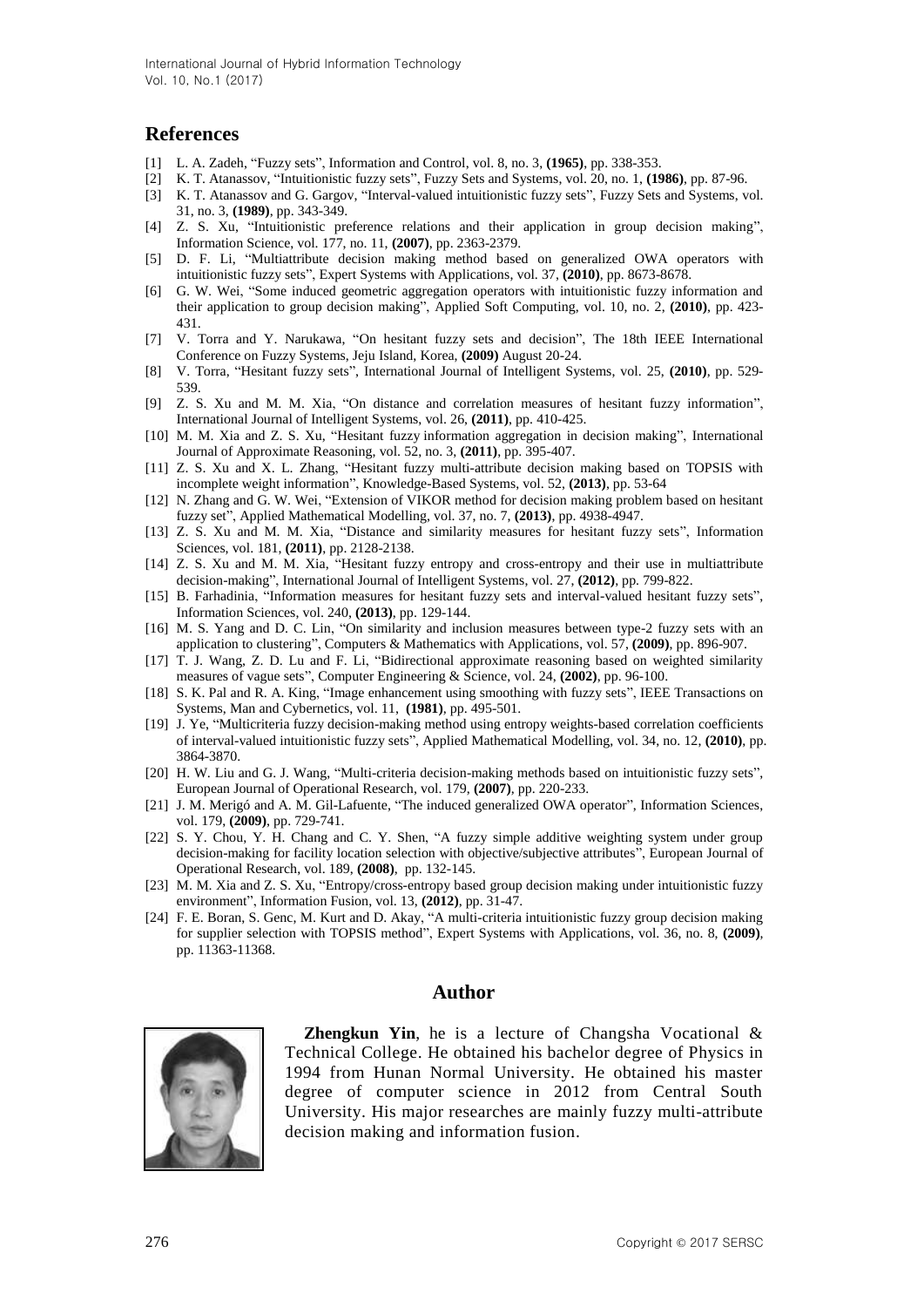## References

[1] L. A. Zadeh, "Fuzzy sets", Information and Control, vol. 8, no. 3, **(1965)**, pp. 338-353.

[2] K. T. Atanassov, "Intuitionistic fuzzy sets", Fuzzy Sets and Systems, vol. 20, no. 1, **(1986)**, pp. 87-96.

[3] K. T. Atanassov and G. Gargov, "Interval-valued intuitionistic fuzzy sets", Fuzzy Sets and Systems, vol. 31, no. 3, **(1989)**, pp. 343-349.

[4] Z. S. Xu, "Intuitionistic preference relations and their application in group decision making", Information Science, vol. 177, no. 11, **(2007)**, pp. 2363-2379.

[5] D. F. Li, "Multiattribute decision making method based on generalized OWA operators with intuitionistic fuzzy sets", Expert Systems with Applications, vol. 37, **(2010)**, pp. 8673-8678.

[6] G. W. Wei, "Some induced geometric aggregation operators with intuitionistic fuzzy information and their application to group decision making", Applied Soft Computing, vol. 10, no. 2, **(2010)**, pp. 423-431.

[7] V. Torra and Y. Narukawa, "On hesitant fuzzy sets and decision", The 18th IEEE International Conference on Fuzzy Systems, Jeju Island, Korea, **(2009)** August 20-24.

[8] V. Torra, "Hesitant fuzzy sets", International Journal of Intelligent Systems, vol. 25, **(2010)**, pp. 529-539.

[9] Z. S. Xu and M. M. Xia, "On distance and correlation measures of hesitant fuzzy information", International Journal of Intelligent Systems, vol. 26, **(2011)**, pp. 410-425.

[10] M. M. Xia and Z. S. Xu, "Hesitant fuzzy information aggregation in decision making", International Journal of Approximate Reasoning, vol. 52, no. 3, **(2011)**, pp. 395-407.

[11] Z. S. Xu and X. L. Zhang, "Hesitant fuzzy multi-attribute decision making based on TOPSIS with incomplete weight information", Knowledge-Based Systems, vol. 52, **(2013)**, pp. 53-64

[12] N. Zhang and G. W. Wei, "Extension of VIKOR method for decision making problem based on hesitant fuzzy set", Applied Mathematical Modelling, vol. 37, no. 7, **(2013)**, pp. 4938-4947.

[13] Z. S. Xu and M. M. Xia, "Distance and similarity measures for hesitant fuzzy sets", Information Sciences, vol. 181, **(2011)**, pp. 2128-2138.

[14] Z. S. Xu and M. M. Xia, "Hesitant fuzzy entropy and cross-entropy and their use in multiattribute decision-making", International Journal of Intelligent Systems, vol. 27, **(2012)**, pp. 799-822.

[15] B. Farhadinia, "Information measures for hesitant fuzzy sets and interval-valued hesitant fuzzy sets", Information Sciences, vol. 240, **(2013)**, pp. 129-144.

[16] M. S. Yang and D. C. Lin, "On similarity and inclusion measures between type-2 fuzzy sets with an application to clustering", Computers & Mathematics with Applications, vol. 57, **(2009)**, pp. 896-907.

[17] T. J. Wang, Z. D. Lu and F. Li, "Bidirectional approximate reasoning based on weighted similarity measures of vague sets", Computer Engineering & Science, vol. 24, **(2002)**, pp. 96-100.

[18] S. K. Pal and R. A. King, "Image enhancement using smoothing with fuzzy sets", IEEE Transactions on Systems, Man and Cybernetics, vol. 11, **(1981)**, pp. 495-501.

[19] J. Ye, "Multicriteria fuzzy decision-making method using entropy weights-based correlation coefficients of interval-valued intuitionistic fuzzy sets", Applied Mathematical Modelling, vol. 34, no. 12, **(2010)**, pp. 3864-3870.

[20] H. W. Liu and G. J. Wang, "Multi-criteria decision-making methods based on intuitionistic fuzzy sets", European Journal of Operational Research, vol. 179, **(2007)**, pp. 220-233.

[21] J. M. Merigó and A. M. Gil-Lafuente, "The induced generalized OWA operator", Information Sciences, vol. 179, **(2009)**, pp. 729-741.

[22] S. Y. Chou, Y. H. Chang and C. Y. Shen, "A fuzzy simple additive weighting system under group decision-making for facility location selection with objective/subjective attributes", European Journal of Operational Research, vol. 189, **(2008)**, pp. 132-145.

[23] M. M. Xia and Z. S. Xu, "Entropy/cross-entropy based group decision making under intuitionistic fuzzy environment", Information Fusion, vol. 13, **(2012)**, pp. 31-47.

[24] F. E. Boran, S. Genc, M. Kurt and D. Akay, "A multi-criteria intuitionistic fuzzy group decision making for supplier selection with TOPSIS method", Expert Systems with Applications, vol. 36, no. 8, **(2009)**, pp. 11363-11368.

## Author

**Zhengkun Yin**, he is a lecture of Changsha Vocational & Technical College. He obtained his bachelor degree of Physics in 1994 from Hunan Normal University. He obtained his master degree of computer science in 2012 from Central South University. His major researches are mainly fuzzy multi-attribute decision making and information fusion.